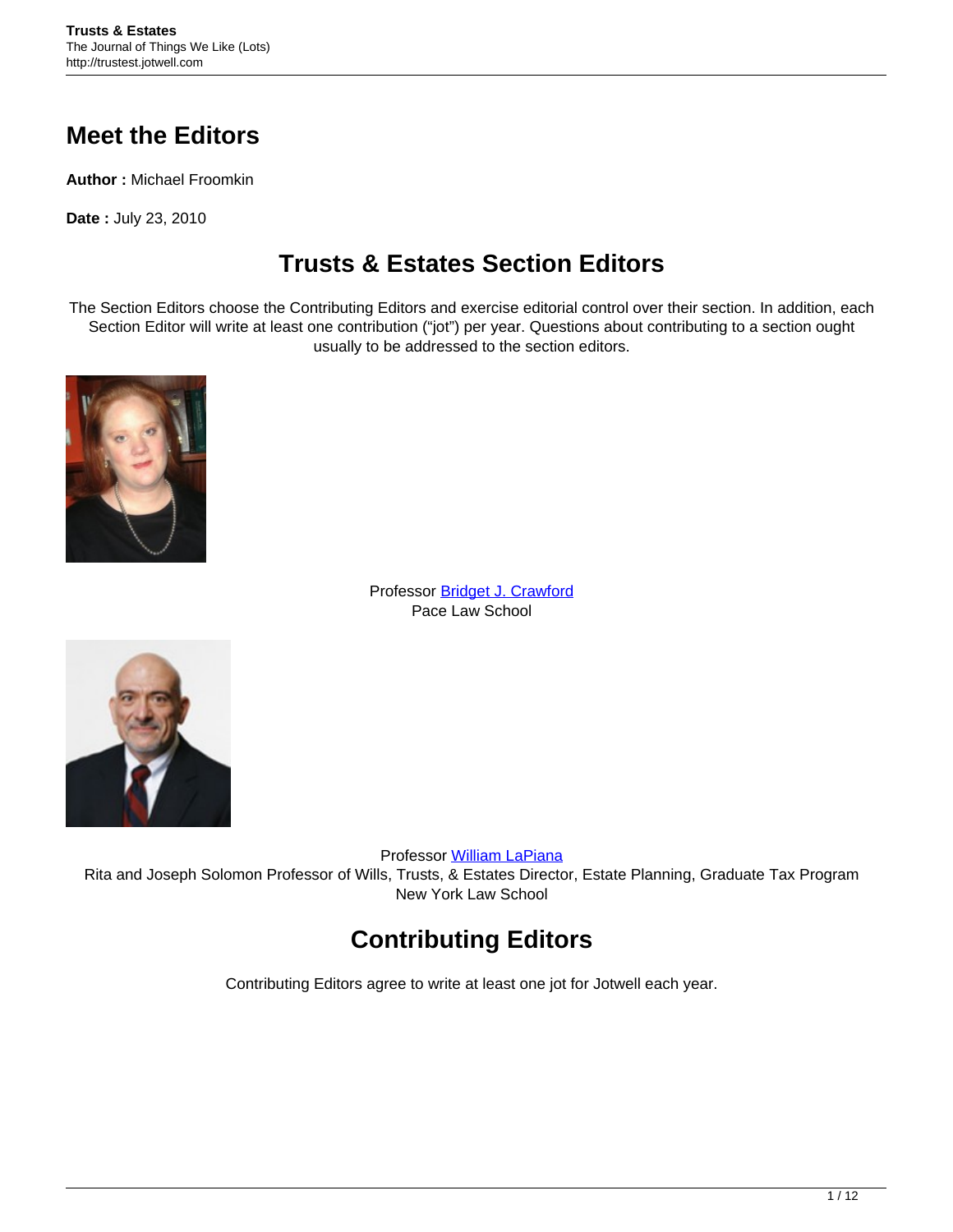# Meet the Editors

**Author :** Michael Froomkin

**Date :** July 23, 2010

## Trusts & Estates Section Editors

The Section Editors choose the Contributing Editors and exercise editorial control over their section. In addition, each Section Editor will write at least one contribution ("jot") per year. Questions about contributing to a section ought usually to be addressed to the section editors.

Professor [Bridget J. Crawford](Bridget J. Crawford)
Pace Law School

Professor [William LaPiana](William LaPiana)
Rita and Joseph Solomon Professor of Wills, Trusts, & Estates Director, Estate Planning, Graduate Tax Program
New York Law School

## Contributing Editors

Contributing Editors agree to write at least one jot for Jotwell each year.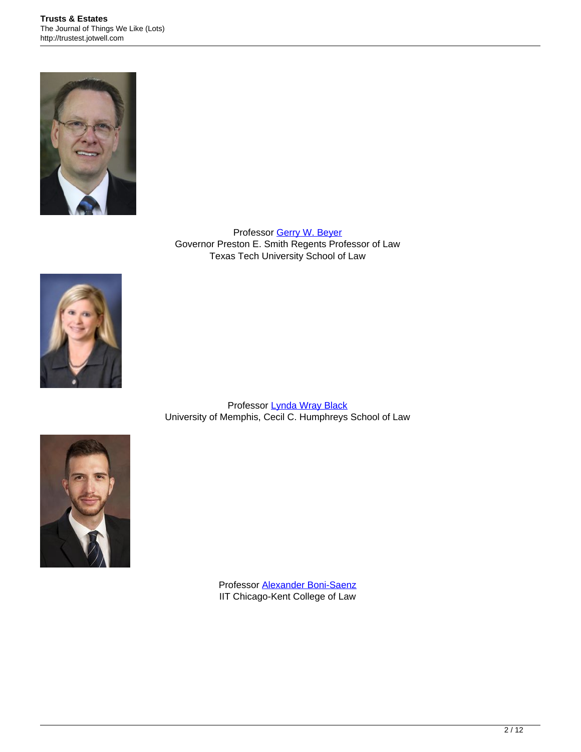Professor [Gerry W. Beyer]
Governor Preston E. Smith Regents Professor of Law
Texas Tech University School of Law

Professor [Lynda Wray Black]
University of Memphis, Cecil C. Humphreys School of Law

Professor [Alexander Boni-Saenz]
IIT Chicago-Kent College of Law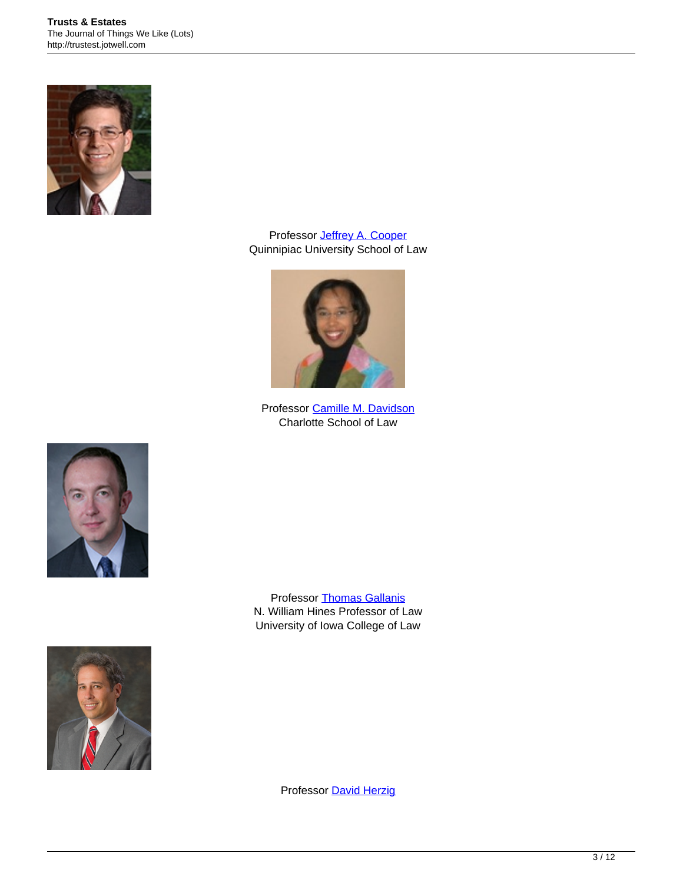Professor [Jeffrey A. Cooper]
Quinnipiac University School of Law

Professor [Camille M. Davidson]
Charlotte School of Law

Professor [Thomas Gallanis]
N. William Hines Professor of Law
University of Iowa College of Law

Professor [David Herzig]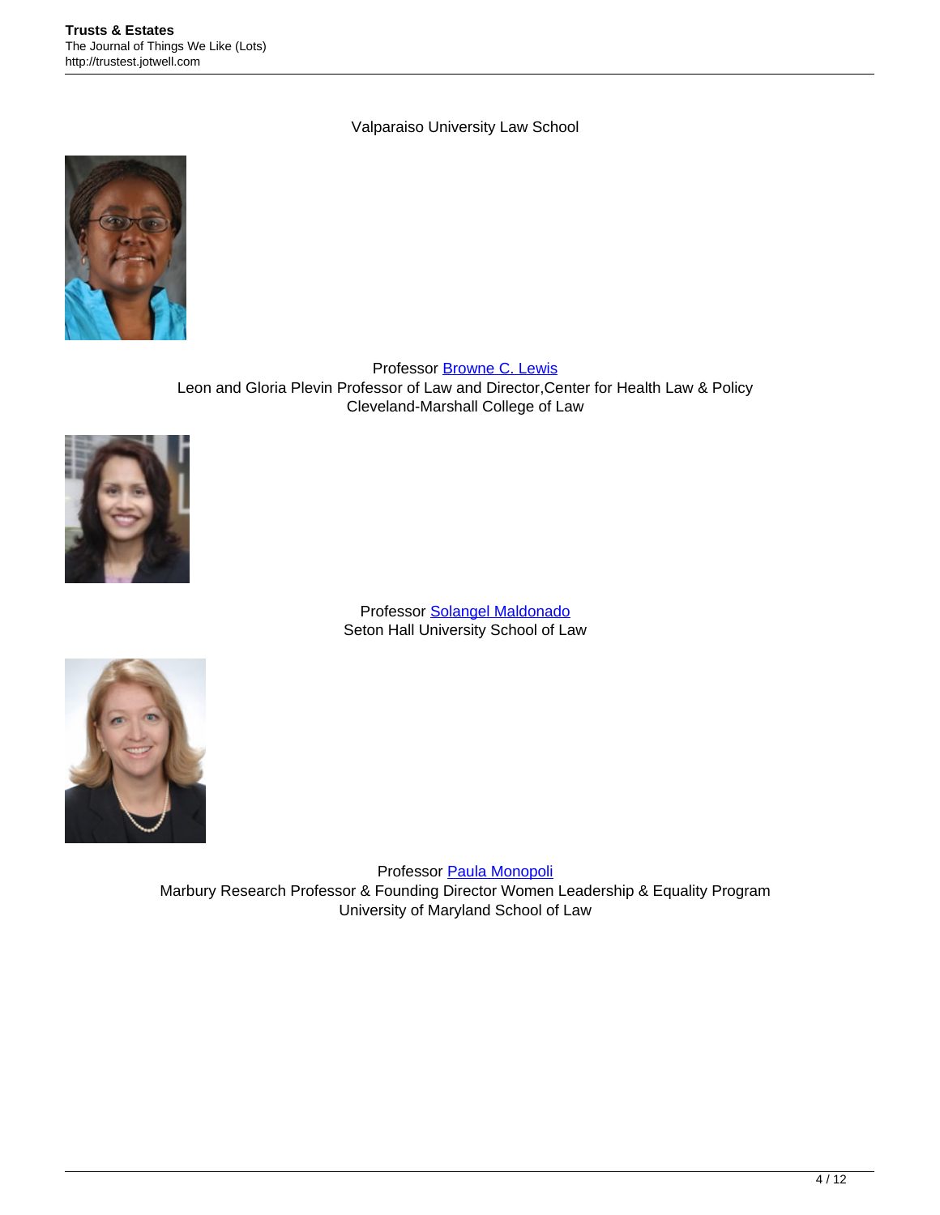Valparaiso University Law School

Professor [Browne C. Lewis]
Leon and Gloria Plevin Professor of Law and Director,Center for Health Law & Policy
Cleveland-Marshall College of Law

Professor [Solangel Maldonado]
Seton Hall University School of Law

Professor [Paula Monopoli]
Marbury Research Professor & Founding Director Women Leadership & Equality Program
University of Maryland School of Law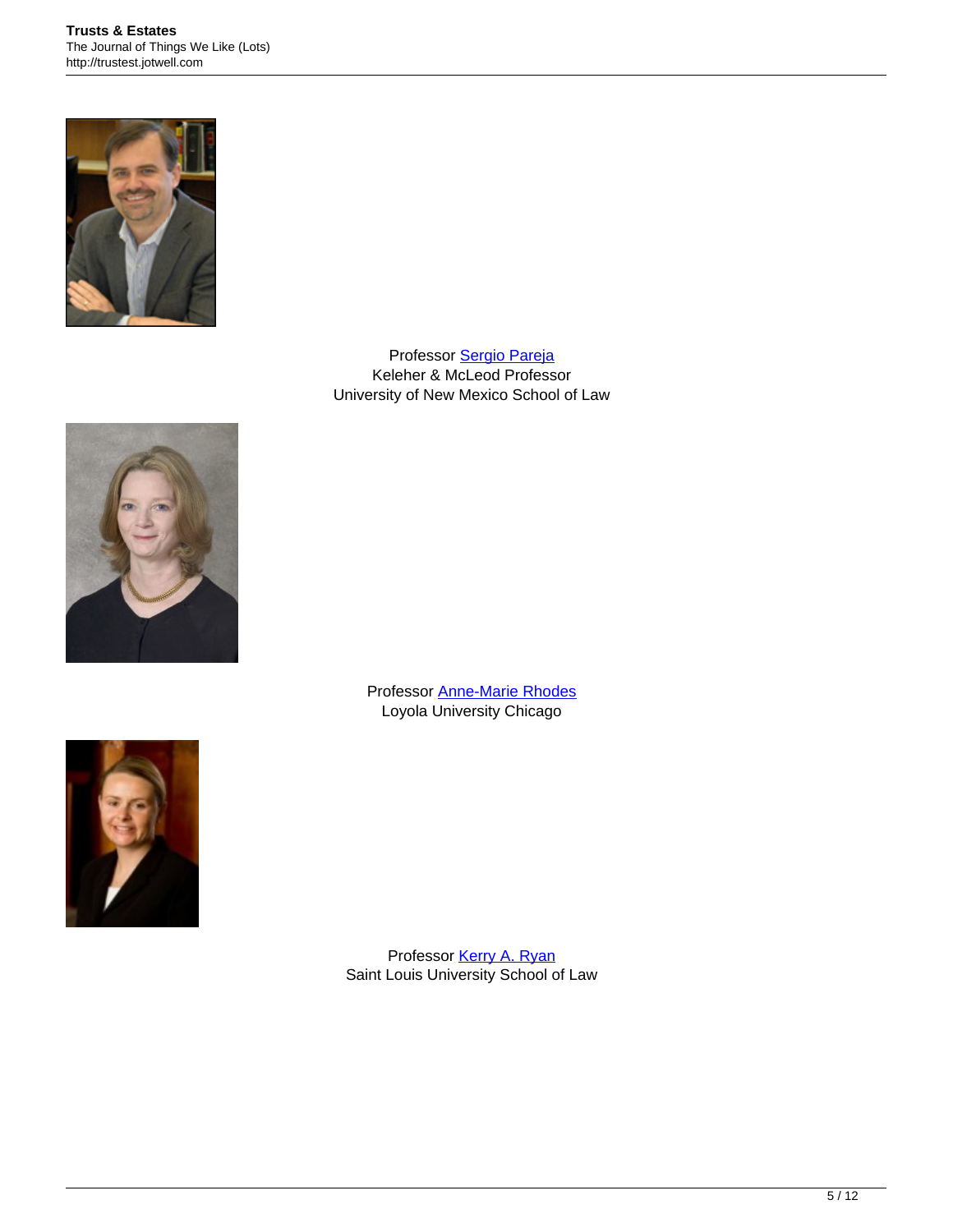Professor [Sergio Pareja]
Keleher & McLeod Professor
University of New Mexico School of Law

Professor [Anne-Marie Rhodes]
Loyola University Chicago

Professor [Kerry A. Ryan]
Saint Louis University School of Law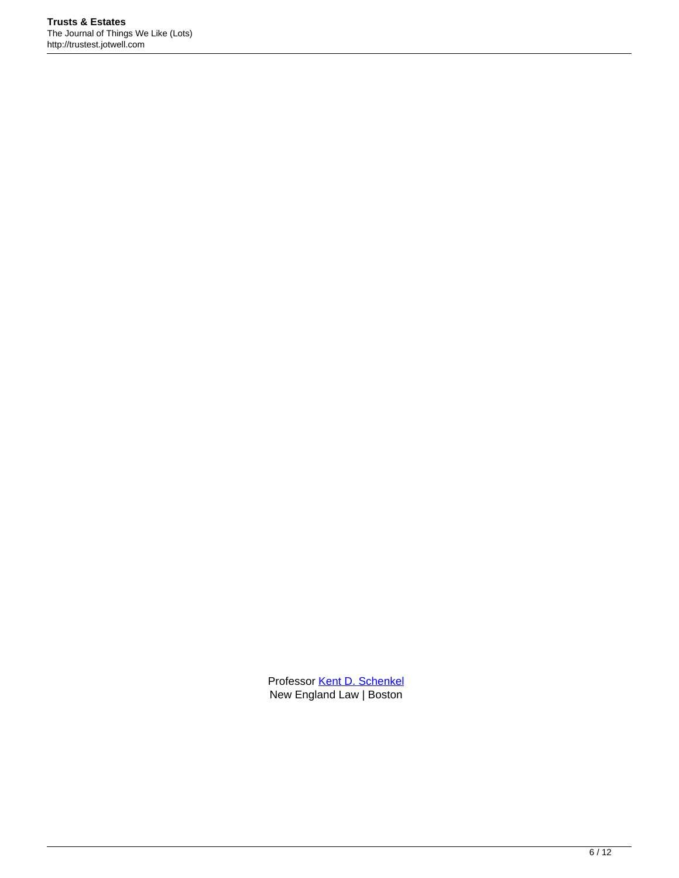Professor [Kent D. Schenkel]
New England Law | Boston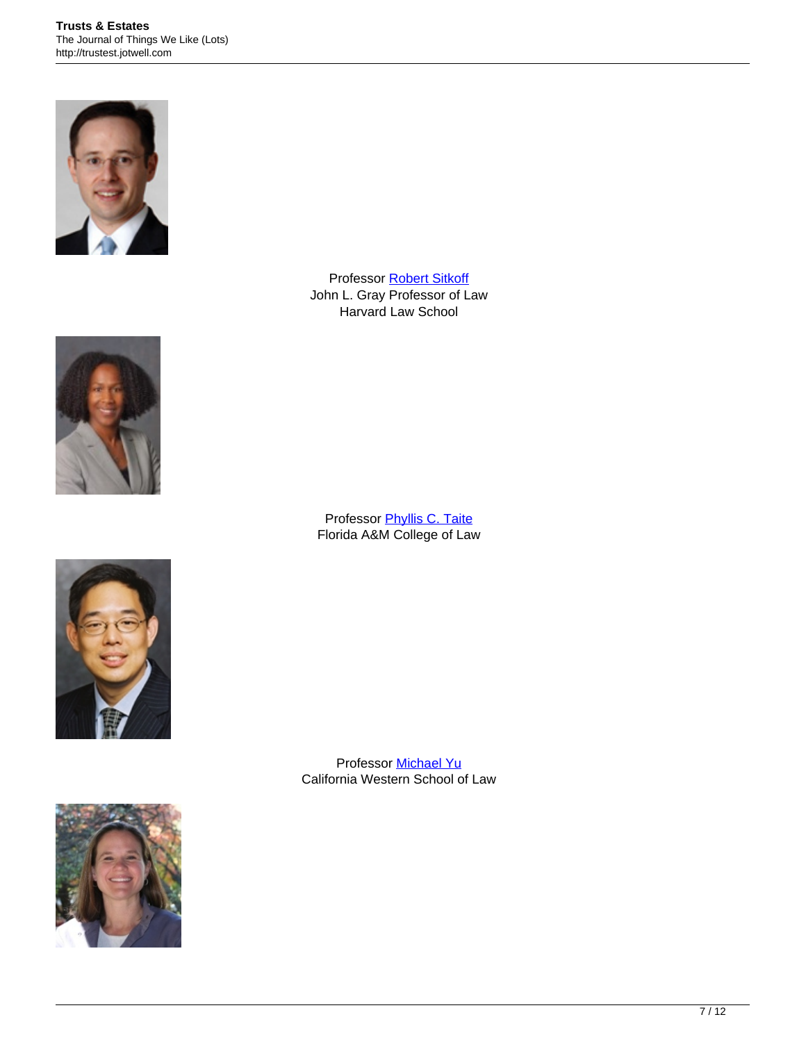Professor Robert Sitkoff
John L. Gray Professor of Law
Harvard Law School

Professor Phyllis C. Taite
Florida A&M College of Law

Professor Michael Yu
California Western School of Law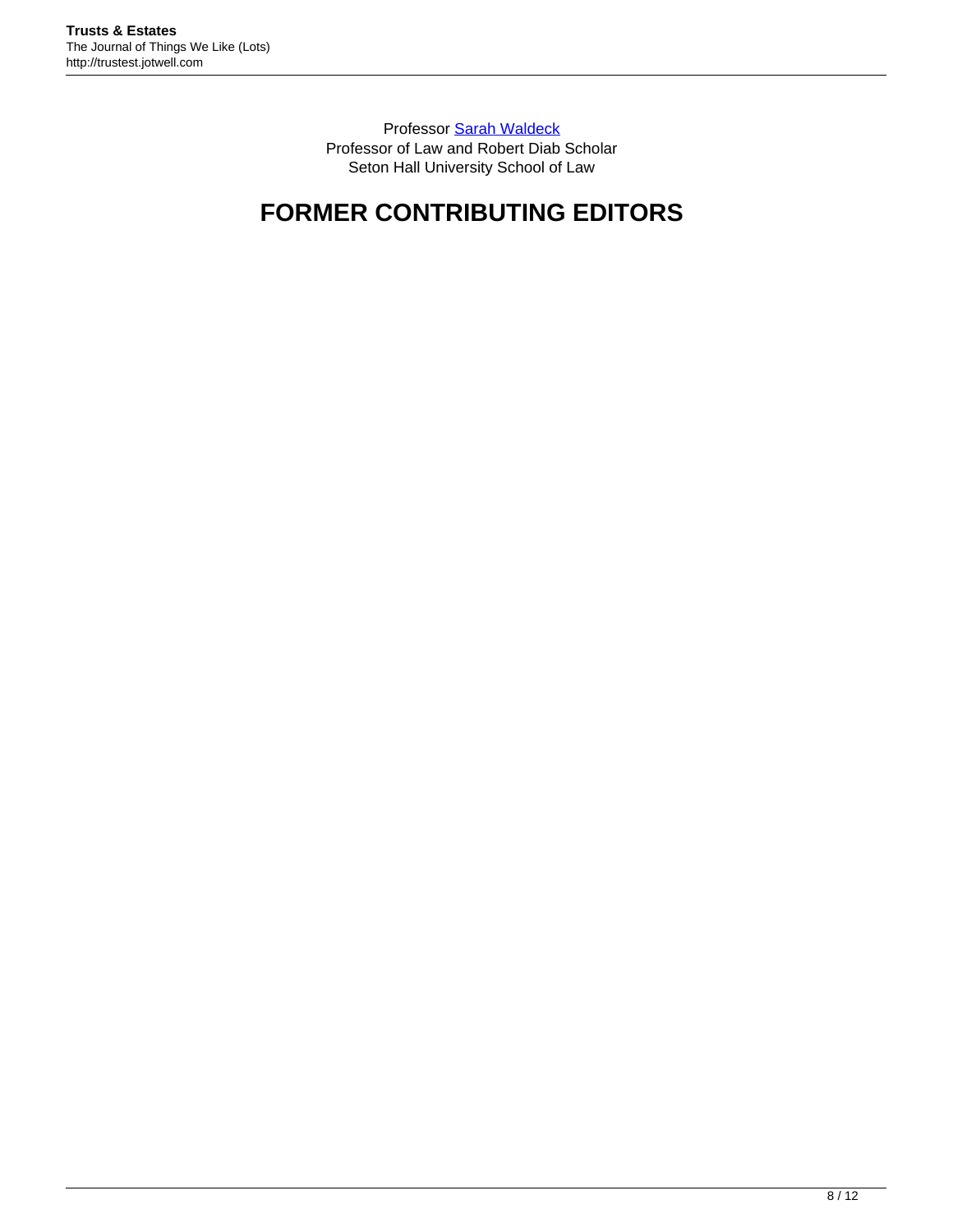Professor [Sarah Waldeck](#)
Professor of Law and Robert Diab Scholar
Seton Hall University School of Law

## FORMER CONTRIBUTING EDITORS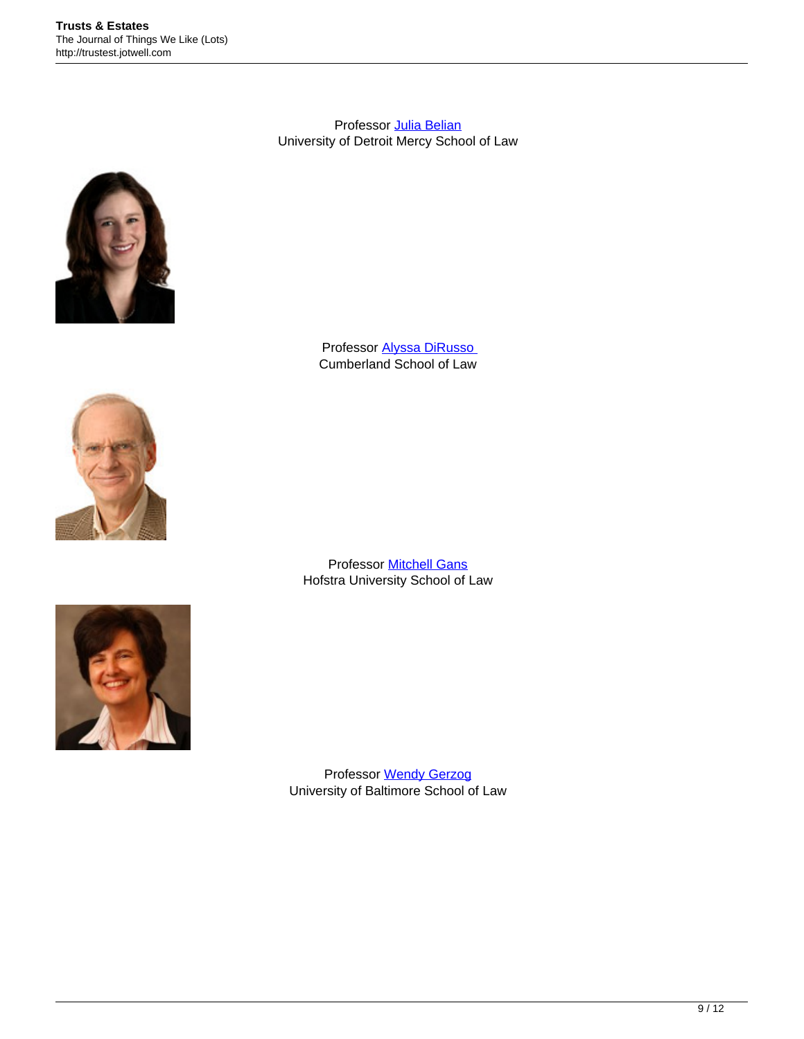Professor [Julia Belian](#)
University of Detroit Mercy School of Law

Professor [Alyssa DiRusso](#)
Cumberland School of Law

Professor [Mitchell Gans](#)
Hofstra University School of Law

Professor [Wendy Gerzog](#)
University of Baltimore School of Law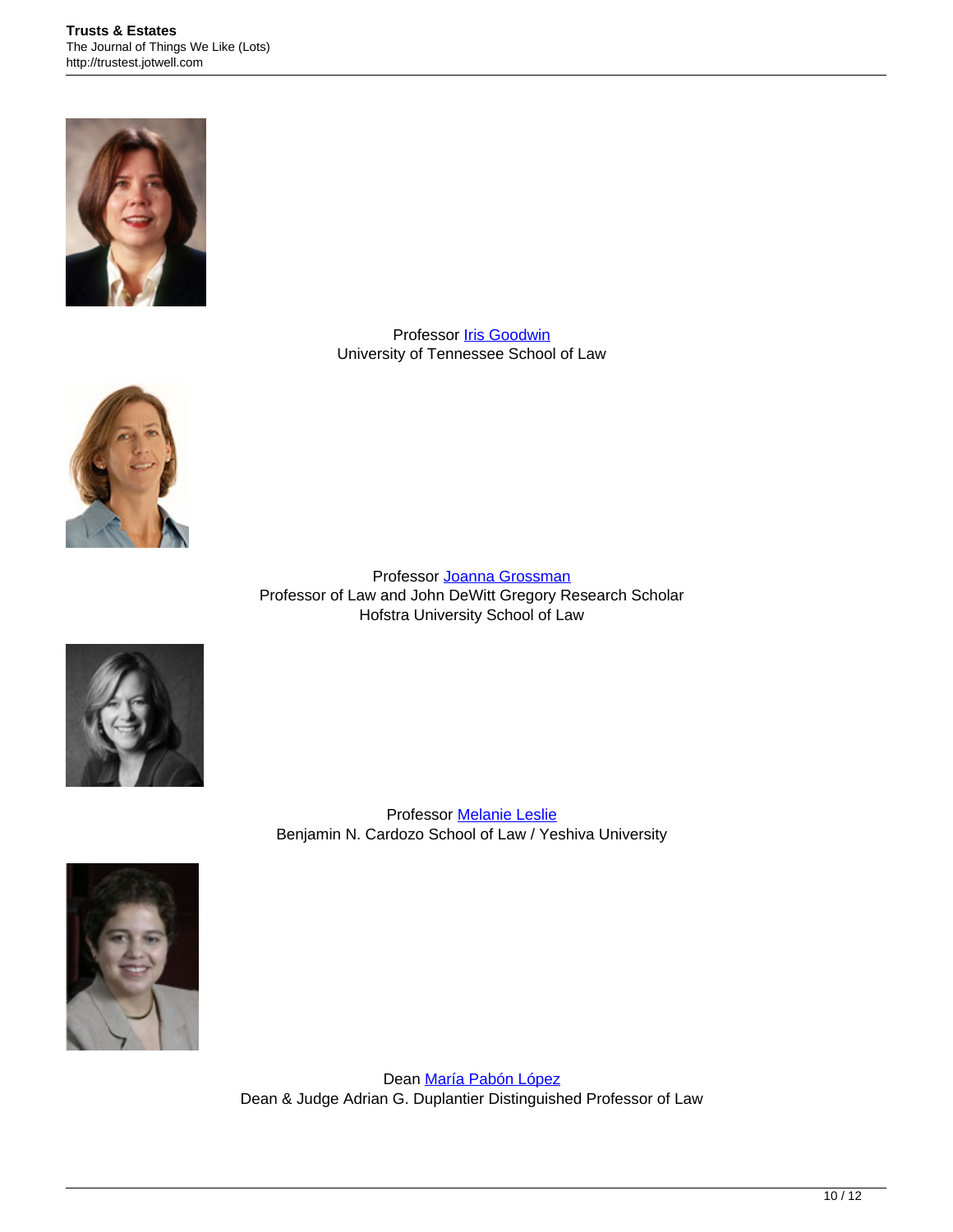Professor [Iris Goodwin](#)
University of Tennessee School of Law

Professor [Joanna Grossman](#)
Professor of Law and John DeWitt Gregory Research Scholar
Hofstra University School of Law

Professor [Melanie Leslie](#)
Benjamin N. Cardozo School of Law / Yeshiva University

Dean [María Pabón López](#)
Dean & Judge Adrian G. Duplantier Distinguished Professor of Law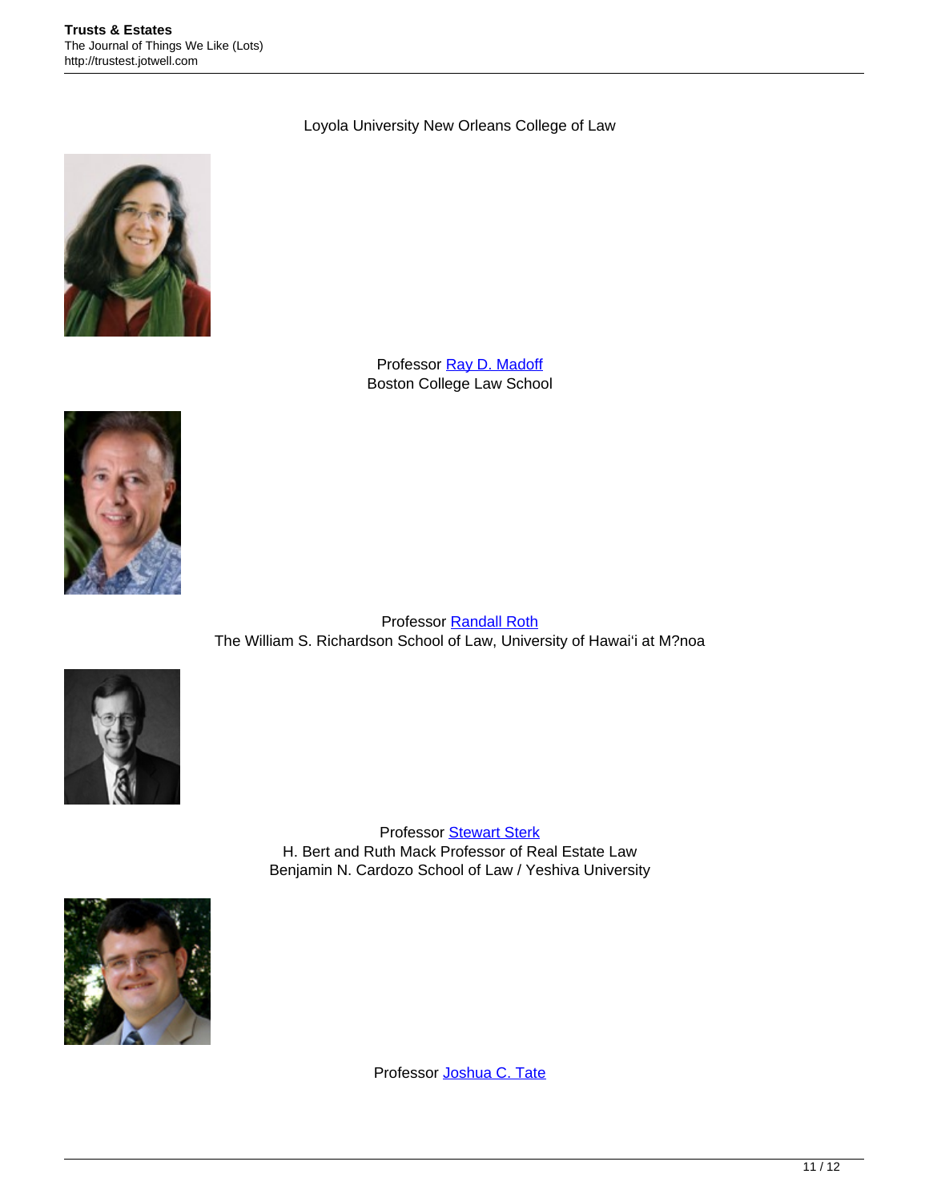Loyola University New Orleans College of Law

Professor [Ray D. Madoff](#)
Boston College Law School

Professor [Randall Roth](#)
The William S. Richardson School of Law, University of Hawai'i at M?noa

Professor [Stewart Sterk](#)
H. Bert and Ruth Mack Professor of Real Estate Law
Benjamin N. Cardozo School of Law / Yeshiva University

Professor [Joshua C. Tate](#)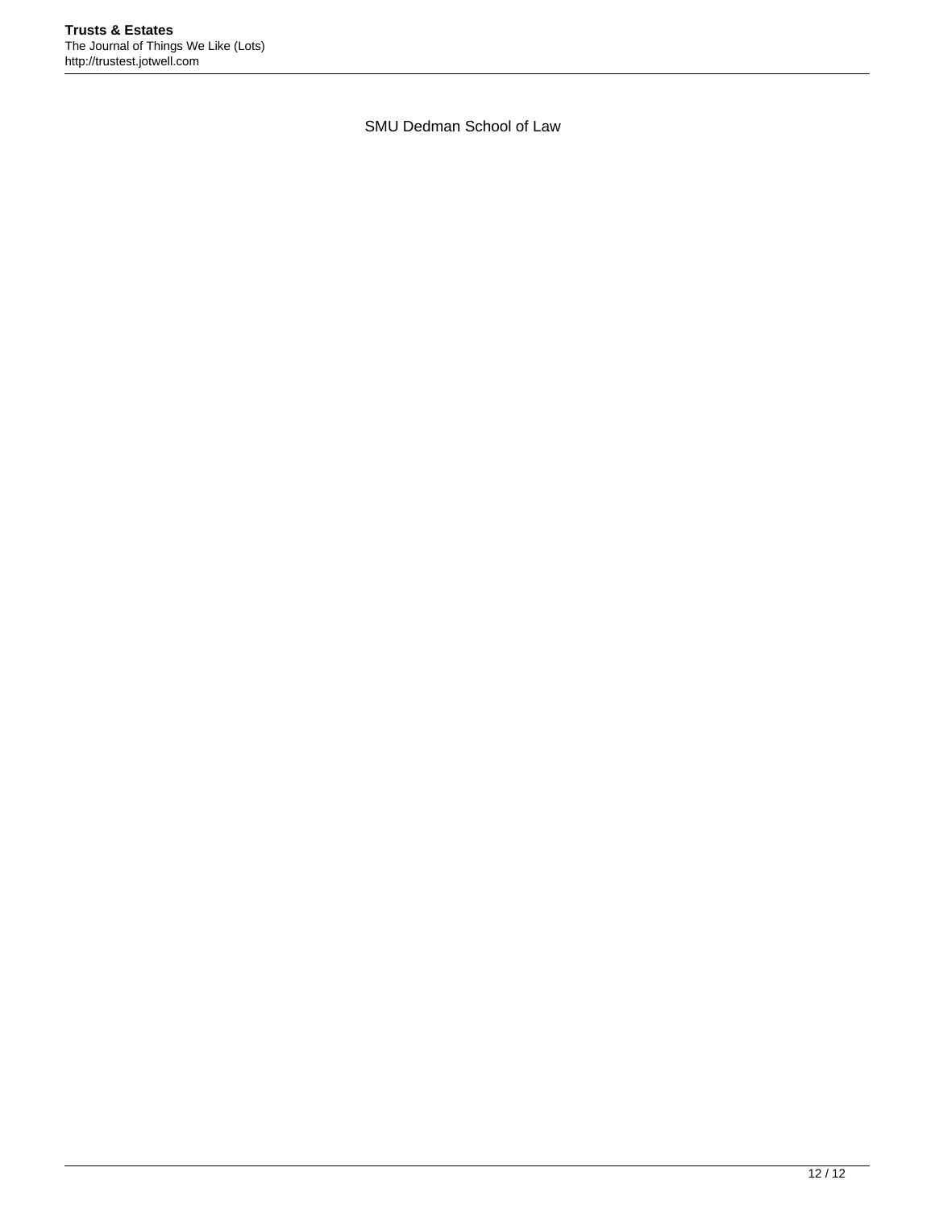SMU Dedman School of Law